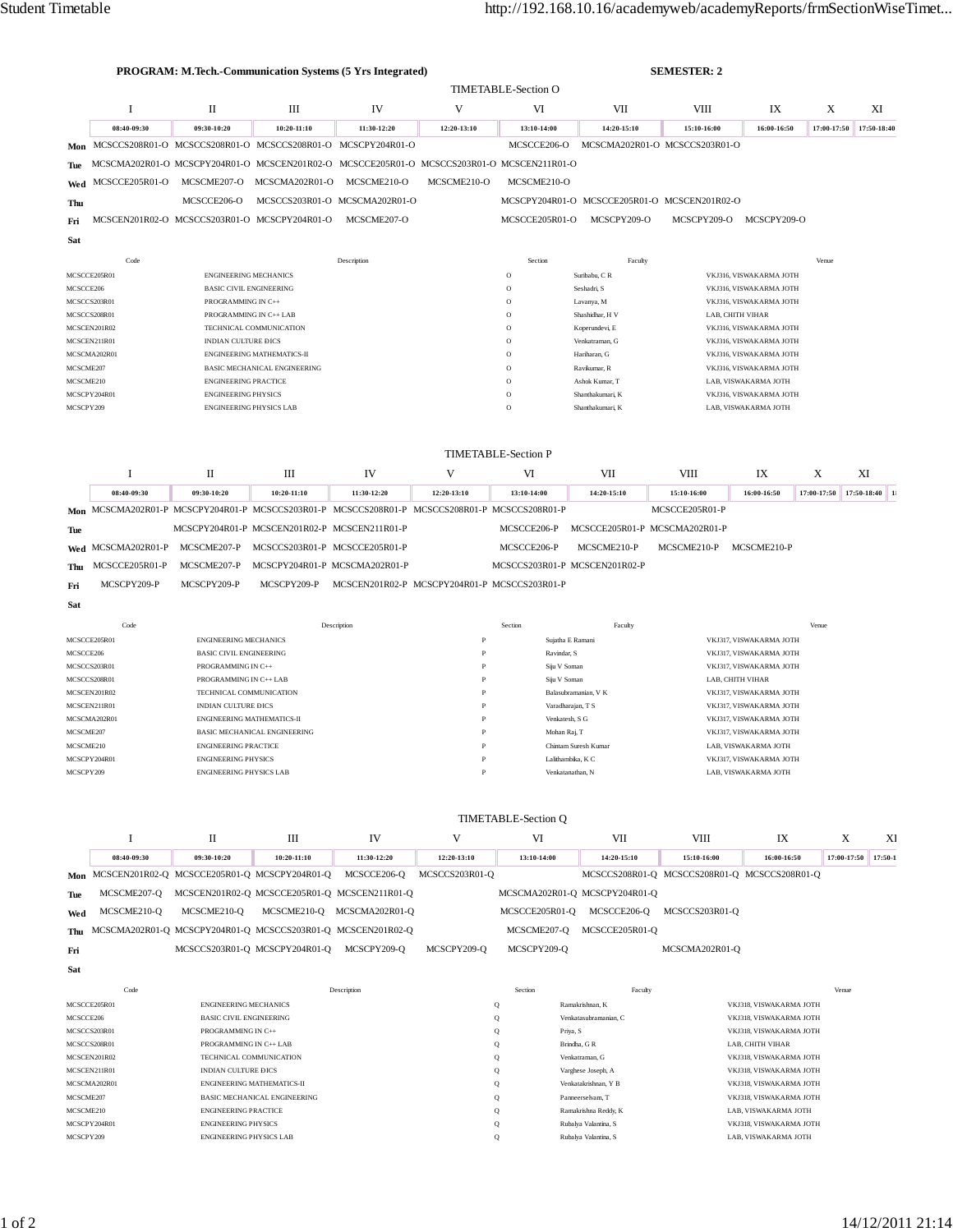**PROGRAM: M.Tech.-Communication Systems (5 Yrs Integrated)** **SEMESTER: 2**

## TIMETABLE-Section O

| | I | II | III | IV | V | VI | VII | VIII | IX | X | XI |
|---|---|---|---|---|---|---|---|---|---|---|---|
| | 08:40-09:30 | 09:30-10:20 | 10:20-11:10 | 11:30-12:20 | 12:20-13:10 | 13:10-14:00 | 14:20-15:10 | 15:10-16:00 | 16:00-16:50 | 17:00-17:50 | 17:50-18:40 |
| **Mon** | MCSCCS208R01-O | MCSCCS208R01-O | MCSCCS208R01-O | MCSCPY204R01-O | | MCSCCE206-O | MCSCMA202R01-O | MCSCCS203R01-O | | | |
| **Tue** | MCSCMA202R01-O | MCSCPY204R01-O | MCSCEN201R02-O | MCSCCE205R01-O | MCSCCS203R01-O | MCSCEN211R01-O | | | | | |
| **Wed** | MCSCCE205R01-O | MCSCME207-O | MCSCMA202R01-O | MCSCME210-O | MCSCME210-O | MCSCME210-O | | | | | |
| **Thu** | | MCSCCE206-O | MCSCCS203R01-O | MCSCMA202R01-O | | MCSCPY204R01-O | MCSCCE205R01-O | MCSCEN201R02-O | | | |
| **Fri** | MCSCEN201R02-O | MCSCCS203R01-O | MCSCPY204R01-O | MCSCME207-O | | MCSCCE205R01-O | MCSCPY209-O | MCSCPY209-O | MCSCPY209-O | | |
| **Sat** | | | | | | | | | | | |

| Code | Description | Section | Faculty | Venue |
|---|---|---|---|---|
| MCSCCE205R01 | ENGINEERING MECHANICS | O | Suribabu, C R | VKJ316, VISWAKARMA JOTH |
| MCSCCE206 | BASIC CIVIL ENGINEERING | O | Seshadri, S | VKJ316, VISWAKARMA JOTH |
| MCSCCS203R01 | PROGRAMMING IN C++ | O | Lavanya, M | VKJ316, VISWAKARMA JOTH |
| MCSCCS208R01 | PROGRAMMING IN C++ LAB | O | Shashidhar, H V | LAB, CHITH VIHAR |
| MCSCEN201R02 | TECHNICAL COMMUNICATION | O | Koperundevi, E | VKJ316, VISWAKARMA JOTH |
| MCSCEN211R01 | INDIAN CULTURE ÐICS | O | Venkatraman, G | VKJ316, VISWAKARMA JOTH |
| MCSCMA202R01 | ENGINEERING MATHEMATICS-II | O | Hariharan, G | VKJ316, VISWAKARMA JOTH |
| MCSCME207 | BASIC MECHANICAL ENGINEERING | O | Ravikumar, R | VKJ316, VISWAKARMA JOTH |
| MCSCME210 | ENGINEERING PRACTICE | O | Ashok Kumar, T | LAB, VISWAKARMA JOTH |
| MCSCPY204R01 | ENGINEERING PHYSICS | O | Shanthakumari, K | VKJ316, VISWAKARMA JOTH |
| MCSCPY209 | ENGINEERING PHYSICS LAB | O | Shanthakumari, K | LAB, VISWAKARMA JOTH |

## TIMETABLE-Section P

| | I | II | III | IV | V | VI | VII | VIII | IX | X | XI |
|---|---|---|---|---|---|---|---|---|---|---|---|
| | 08:40-09:30 | 09:30-10:20 | 10:20-11:10 | 11:30-12:20 | 12:20-13:10 | 13:10-14:00 | 14:20-15:10 | 15:10-16:00 | 16:00-16:50 | 17:00-17:50 | 17:50-18:40 |
| **Mon** | MCSCMA202R01-P | MCSCPY204R01-P | MCSCCS203R01-P | MCSCCS208R01-P | MCSCCS208R01-P | MCSCCS208R01-P | | MCSCCE205R01-P | | | |
| **Tue** | | MCSCPY204R01-P | MCSCEN201R02-P | MCSCEN211R01-P | | MCSCCE206-P | MCSCCE205R01-P | MCSCMA202R01-P | | | |
| **Wed** | MCSCMA202R01-P | MCSCME207-P | MCSCCS203R01-P | MCSCCE205R01-P | | MCSCCE206-P | MCSCME210-P | MCSCME210-P | MCSCME210-P | | |
| **Thu** | MCSCCE205R01-P | MCSCME207-P | MCSCPY204R01-P | MCSCMA202R01-P | | MCSCCS203R01-P | MCSCEN201R02-P | | | | |
| **Fri** | MCSCPY209-P | MCSCPY209-P | MCSCPY209-P | MCSCEN201R02-P | MCSCPY204R01-P | MCSCCS203R01-P | | | | | |
| **Sat** | | | | | | | | | | | |

| Code | Description | Section | Faculty | Venue |
|---|---|---|---|---|
| MCSCCE205R01 | ENGINEERING MECHANICS | P | Sujatha E Ramani | VKJ317, VISWAKARMA JOTH |
| MCSCCE206 | BASIC CIVIL ENGINEERING | P | Ravindar, S | VKJ317, VISWAKARMA JOTH |
| MCSCCS203R01 | PROGRAMMING IN C++ | P | Siju V Soman | VKJ317, VISWAKARMA JOTH |
| MCSCCS208R01 | PROGRAMMING IN C++ LAB | P | Siju V Soman | LAB, CHITH VIHAR |
| MCSCEN201R02 | TECHNICAL COMMUNICATION | P | Balasubramanian, V K | VKJ317, VISWAKARMA JOTH |
| MCSCEN211R01 | INDIAN CULTURE ÐICS | P | Varadharajan, T S | VKJ317, VISWAKARMA JOTH |
| MCSCMA202R01 | ENGINEERING MATHEMATICS-II | P | Venkatesh, S G | VKJ317, VISWAKARMA JOTH |
| MCSCME207 | BASIC MECHANICAL ENGINEERING | P | Mohan Raj, T | VKJ317, VISWAKARMA JOTH |
| MCSCME210 | ENGINEERING PRACTICE | P | Chintam Suresh Kumar | LAB, VISWAKARMA JOTH |
| MCSCPY204R01 | ENGINEERING PHYSICS | P | Lalithambika, K C | VKJ317, VISWAKARMA JOTH |
| MCSCPY209 | ENGINEERING PHYSICS LAB | P | Venkatanathan, N | LAB, VISWAKARMA JOTH |

## TIMETABLE-Section Q

| | I | II | III | IV | V | VI | VII | VIII | IX | X | XI |
|---|---|---|---|---|---|---|---|---|---|---|---|
| | 08:40-09:30 | 09:30-10:20 | 10:20-11:10 | 11:30-12:20 | 12:20-13:10 | 13:10-14:00 | 14:20-15:10 | 15:10-16:00 | 16:00-16:50 | 17:00-17:50 | 17:50-1 |
| **Mon** | MCSCEN201R02-Q | MCSCCE205R01-Q | MCSCPY204R01-Q | MCSCCE206-Q | MCSCCS203R01-Q | | MCSCCS208R01-Q | MCSCCS208R01-Q | MCSCCS208R01-Q | | |
| **Tue** | MCSCME207-Q | MCSCEN201R02-Q | MCSCCE205R01-Q | MCSCEN211R01-Q | | MCSCMA202R01-Q | MCSCPY204R01-Q | | | | |
| **Wed** | MCSCME210-Q | MCSCME210-Q | MCSCME210-Q | MCSCMA202R01-Q | | MCSCCE205R01-Q | MCSCCE206-Q | MCSCCS203R01-Q | | | |
| **Thu** | MCSCMA202R01-Q | MCSCPY204R01-Q | MCSCCS203R01-Q | MCSCEN201R02-Q | | MCSCME207-Q | MCSCCE205R01-Q | | | | |
| **Fri** | | MCSCCS203R01-Q | MCSCPY204R01-Q | MCSCPY209-Q | MCSCPY209-Q | MCSCPY209-Q | | MCSCMA202R01-Q | | | |
| **Sat** | | | | | | | | | | | |

| Code | Description | Section | Faculty | Venue |
|---|---|---|---|---|
| MCSCCE205R01 | ENGINEERING MECHANICS | Q | Ramakrishnan, K | VKJ318, VISWAKARMA JOTH |
| MCSCCE206 | BASIC CIVIL ENGINEERING | Q | Venkatasubramanian, C | VKJ318, VISWAKARMA JOTH |
| MCSCCS203R01 | PROGRAMMING IN C++ | Q | Priya, S | VKJ318, VISWAKARMA JOTH |
| MCSCCS208R01 | PROGRAMMING IN C++ LAB | Q | Brindha, G R | LAB, CHITH VIHAR |
| MCSCEN201R02 | TECHNICAL COMMUNICATION | Q | Venkatraman, G | VKJ318, VISWAKARMA JOTH |
| MCSCEN211R01 | INDIAN CULTURE ÐICS | Q | Varghese Joseph, A | VKJ318, VISWAKARMA JOTH |
| MCSCMA202R01 | ENGINEERING MATHEMATICS-II | Q | Venkatakrishnan, Y B | VKJ318, VISWAKARMA JOTH |
| MCSCME207 | BASIC MECHANICAL ENGINEERING | Q | Panneerselvam, T | VKJ318, VISWAKARMA JOTH |
| MCSCME210 | ENGINEERING PRACTICE | Q | Ramakrishna Reddy, K | LAB, VISWAKARMA JOTH |
| MCSCPY204R01 | ENGINEERING PHYSICS | Q | Rubalya Valantina, S | VKJ318, VISWAKARMA JOTH |
| MCSCPY209 | ENGINEERING PHYSICS LAB | Q | Rubalya Valantina, S | LAB, VISWAKARMA JOTH |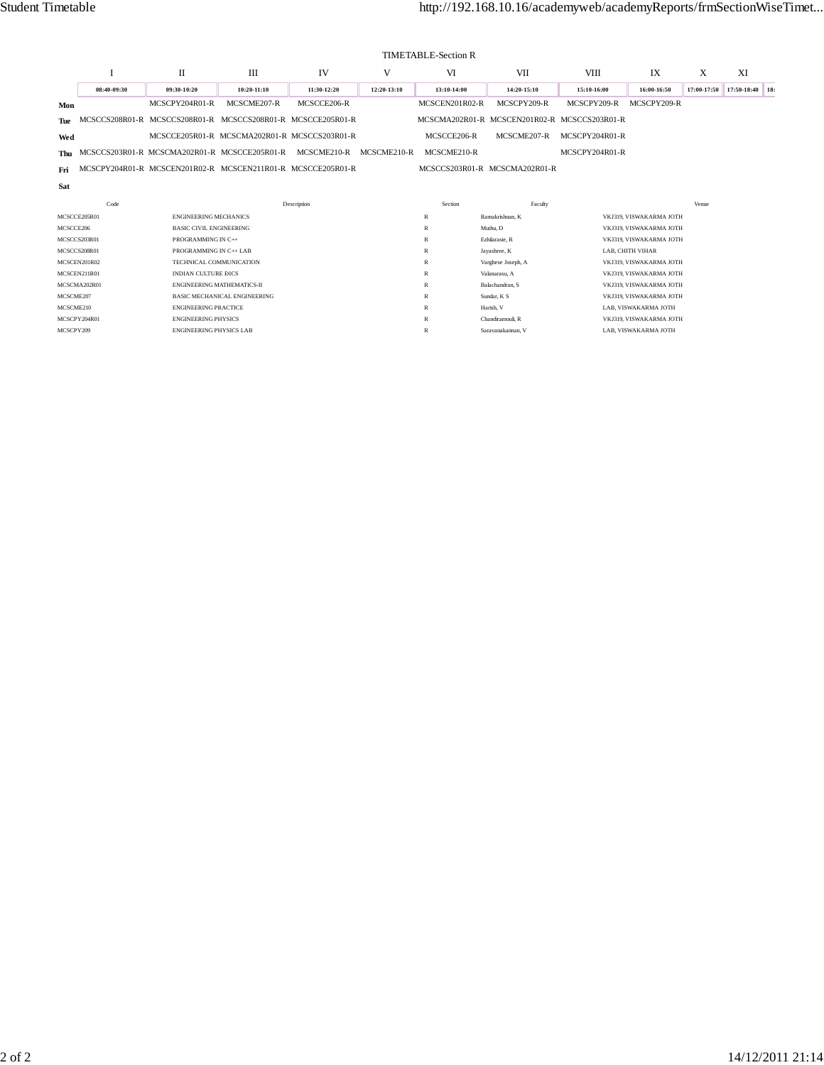# TIMETABLE-Section R

| | I | II | III | IV | V | VI | VII | VIII | IX | X | XI | 18: |
|---|---|---|---|---|---|---|---|---|---|---|---|---|
| | 08:40-09:30 | 09:30-10:20 | 10:20-11:10 | 11:30-12:20 | 12:20-13:10 | 13:10-14:00 | 14:20-15:10 | 15:10-16:00 | 16:00-16:50 | 17:00-17:50 | 17:50-18:40 | |
| **Mon** | | MCSCPY204R01-R | MCSCME207-R | MCSCCE206-R | | MCSCEN201R02-R | MCSCPY209-R | MCSCPY209-R | MCSCPY209-R | | | |
| **Tue** | MCSCCS208R01-R | MCSCCS208R01-R | MCSCCS208R01-R | MCSCCE205R01-R | | MCSCMA202R01-R | MCSCEN201R02-R | MCSCCS203R01-R | | | | |
| **Wed** | | MCSCCE205R01-R | MCSCMA202R01-R | MCSCCS203R01-R | | MCSCCE206-R | MCSCME207-R | MCSCPY204R01-R | | | | |
| **Thu** | MCSCCS203R01-R | MCSCMA202R01-R | MCSCCE205R01-R | MCSCME210-R | MCSCME210-R | MCSCME210-R | | MCSCPY204R01-R | | | | |
| **Fri** | MCSCPY204R01-R | MCSCEN201R02-R | MCSCEN211R01-R | MCSCCE205R01-R | | MCSCCS203R01-R | MCSCMA202R01-R | | | | | |
| **Sat** | | | | | | | | | | | | |

| Code | Description | Section | Faculty | Venue |
|---|---|---|---|---|
| MCSCCE205R01 | ENGINEERING MECHANICS | R | Ramakrishnan, K | VKJ319, VISWAKARMA JOTH |
| MCSCCE206 | BASIC CIVIL ENGINEERING | R | Muthu, D | VKJ319, VISWAKARMA JOTH |
| MCSCCS203R01 | PROGRAMMING IN C++ | R | Ezhilarasie, R | VKJ319, VISWAKARMA JOTH |
| MCSCCS208R01 | PROGRAMMING IN C++ LAB | R | Jayashree, K | LAB, CHITH VIHAR |
| MCSCEN201R02 | TECHNICAL COMMUNICATION | R | Varghese Joseph, A | VKJ319, VISWAKARMA JOTH |
| MCSCEN211R01 | INDIAN CULTURE ĐICS | R | Valanarasu, A | VKJ319, VISWAKARMA JOTH |
| MCSCMA202R01 | ENGINEERING MATHEMATICS-II | R | Balachandran, S | VKJ319, VISWAKARMA JOTH |
| MCSCME207 | BASIC MECHANICAL ENGINEERING | R | Sundar, K S | VKJ319, VISWAKARMA JOTH |
| MCSCME210 | ENGINEERING PRACTICE | R | Harish, V | LAB, VISWAKARMA JOTH |
| MCSCPY204R01 | ENGINEERING PHYSICS | R | Chandiramouli, R | VKJ319, VISWAKARMA JOTH |
| MCSCPY209 | ENGINEERING PHYSICS LAB | R | Saravanakannan, V | LAB, VISWAKARMA JOTH |